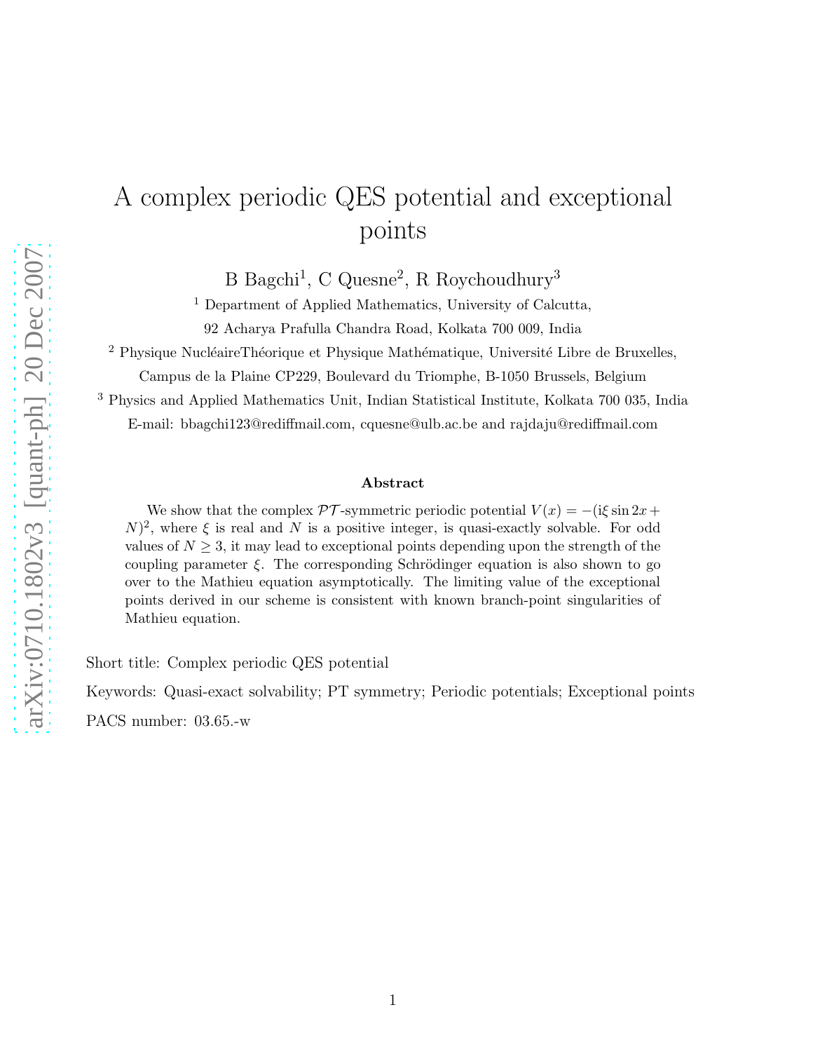# A complex periodic QES potential and exceptional points

B Bagchi[1], C Quesne[2], R Roychoudhury[3]

[1] Department of Applied Mathematics, University of Calcutta,
92 Acharya Prafulla Chandra Road, Kolkata 700 009, India

[2] Physique NucléaireThéorique et Physique Mathématique, Université Libre de Bruxelles,
Campus de la Plaine CP229, Boulevard du Triomphe, B-1050 Brussels, Belgium

[3] Physics and Applied Mathematics Unit, Indian Statistical Institute, Kolkata 700 035, India

E-mail: bbagchi123@rediffmail.com, cquesne@ulb.ac.be and rajdaju@rediffmail.com

### Abstract

We show that the complex $\mathcal{PT}$-symmetric periodic potential $V(x) = -(\mathrm{i}\xi \sin 2x + N)^2$, where $\xi$ is real and $N$ is a positive integer, is quasi-exactly solvable. For odd values of $N \geq 3$, it may lead to exceptional points depending upon the strength of the coupling parameter $\xi$. The corresponding Schrödinger equation is also shown to go over to the Mathieu equation asymptotically. The limiting value of the exceptional points derived in our scheme is consistent with known branch-point singularities of Mathieu equation.

Short title: Complex periodic QES potential

Keywords: Quasi-exact solvability; PT symmetry; Periodic potentials; Exceptional points

PACS number: 03.65.-w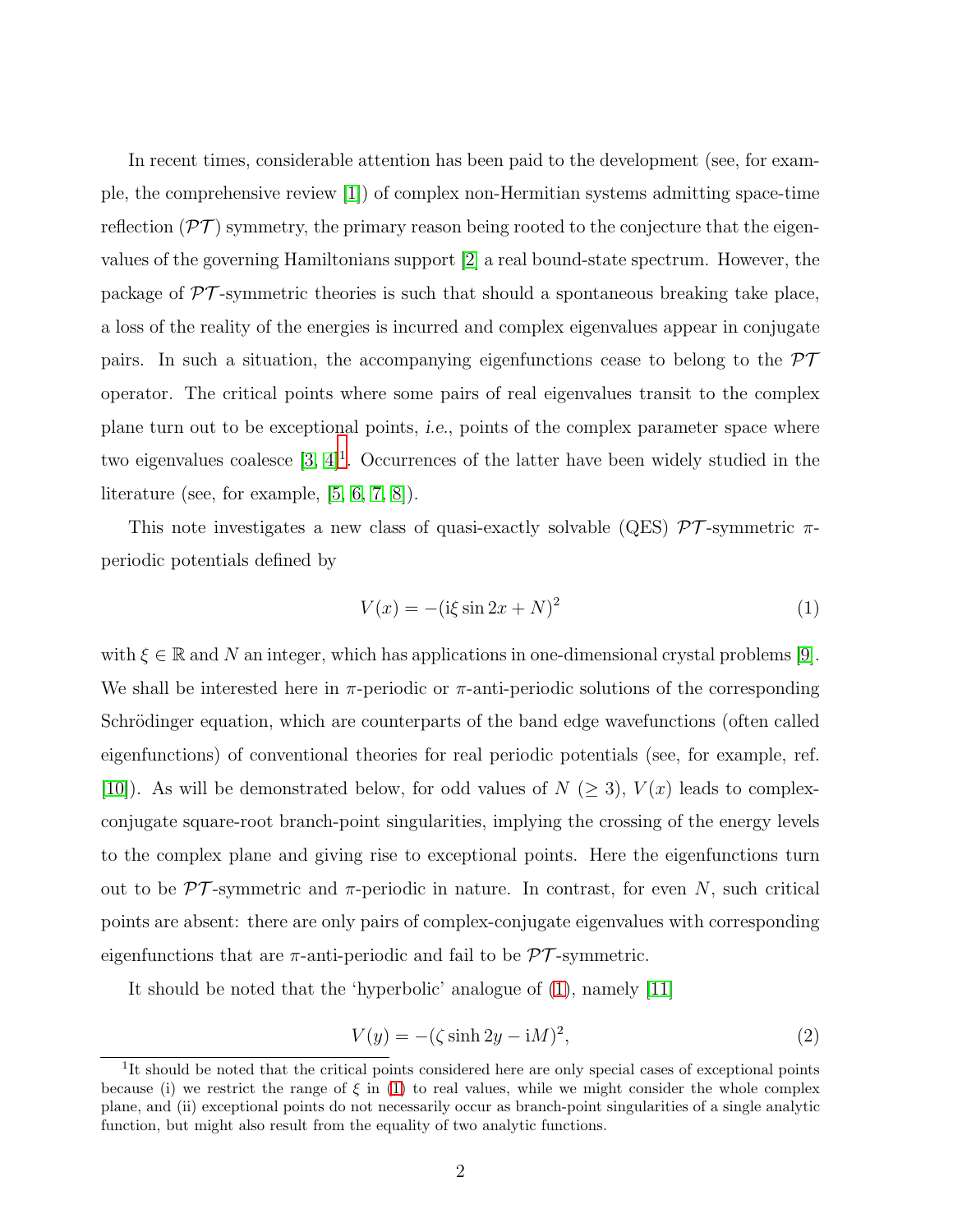In recent times, considerable attention has been paid to the development (see, for example, the comprehensive review [1]) of complex non-Hermitian systems admitting space-time reflection ($\mathcal{PT}$) symmetry, the primary reason being rooted to the conjecture that the eigenvalues of the governing Hamiltonians support [2] a real bound-state spectrum. However, the package of $\mathcal{PT}$-symmetric theories is such that should a spontaneous breaking take place, a loss of the reality of the energies is incurred and complex eigenvalues appear in conjugate pairs. In such a situation, the accompanying eigenfunctions cease to belong to the $\mathcal{PT}$ operator. The critical points where some pairs of real eigenvalues transit to the complex plane turn out to be exceptional points, *i.e.*, points of the complex parameter space where two eigenvalues coalesce [3, 4][1]. Occurrences of the latter have been widely studied in the literature (see, for example, [5, 6, 7, 8]).

This note investigates a new class of quasi-exactly solvable (QES) $\mathcal{PT}$-symmetric $\pi$-periodic potentials defined by

$$V(x) = -(\mathrm{i}\xi \sin 2x + N)^2 \tag{1}$$

with $\xi \in \mathbb{R}$ and $N$ an integer, which has applications in one-dimensional crystal problems [9]. We shall be interested here in $\pi$-periodic or $\pi$-anti-periodic solutions of the corresponding Schrödinger equation, which are counterparts of the band edge wavefunctions (often called eigenfunctions) of conventional theories for real periodic potentials (see, for example, ref. [10]). As will be demonstrated below, for odd values of $N$ ($\geq 3$), $V(x)$ leads to complex-conjugate square-root branch-point singularities, implying the crossing of the energy levels to the complex plane and giving rise to exceptional points. Here the eigenfunctions turn out to be $\mathcal{PT}$-symmetric and $\pi$-periodic in nature. In contrast, for even $N$, such critical points are absent: there are only pairs of complex-conjugate eigenvalues with corresponding eigenfunctions that are $\pi$-anti-periodic and fail to be $\mathcal{PT}$-symmetric.

It should be noted that the 'hyperbolic' analogue of (1), namely [11]

$$V(y) = -(\zeta \sinh 2y - \mathrm{i}M)^2, \tag{2}$$

[1] It should be noted that the critical points considered here are only special cases of exceptional points because (i) we restrict the range of $\xi$ in (1) to real values, while we might consider the whole complex plane, and (ii) exceptional points do not necessarily occur as branch-point singularities of a single analytic function, but might also result from the equality of two analytic functions.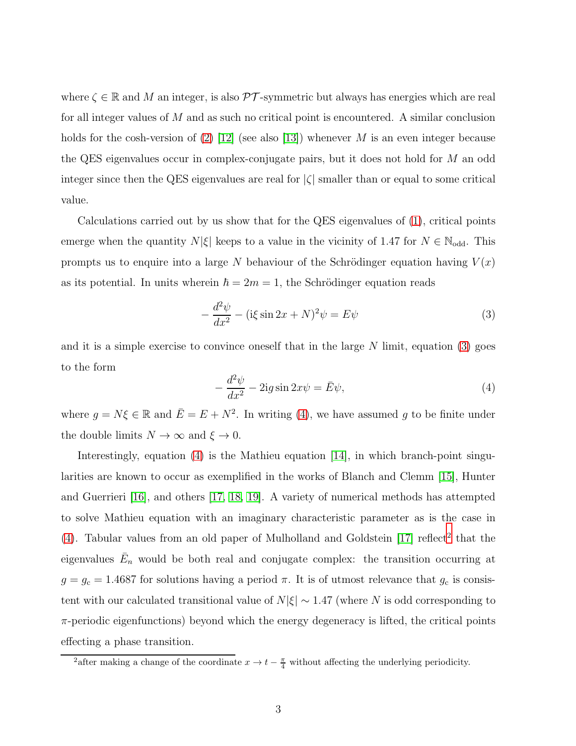where $\zeta \in \mathbb{R}$ and $M$ an integer, is also $\mathcal{PT}$-symmetric but always has energies which are real for all integer values of $M$ and as such no critical point is encountered. A similar conclusion holds for the cosh-version of (2) [12] (see also [13]) whenever $M$ is an even integer because the QES eigenvalues occur in complex-conjugate pairs, but it does not hold for $M$ an odd integer since then the QES eigenvalues are real for $|\zeta|$ smaller than or equal to some critical value.

Calculations carried out by us show that for the QES eigenvalues of (1), critical points emerge when the quantity $N|\xi|$ keeps to a value in the vicinity of 1.47 for $N \in \mathbb{N}_{\text{odd}}$. This prompts us to enquire into a large $N$ behaviour of the Schrödinger equation having $V(x)$ as its potential. In units wherein $\hbar = 2m = 1$, the Schrödinger equation reads

$$-\frac{d^2\psi}{dx^2} - (\mathrm{i}\xi \sin 2x + N)^2 \psi = E\psi \tag{3}$$

and it is a simple exercise to convince oneself that in the large $N$ limit, equation (3) goes to the form

$$-\frac{d^2\psi}{dx^2} - 2\mathrm{i}g \sin 2x \psi = \bar{E}\psi, \tag{4}$$

where $g = N\xi \in \mathbb{R}$ and $\bar{E} = E + N^2$. In writing (4), we have assumed $g$ to be finite under the double limits $N \to \infty$ and $\xi \to 0$.

Interestingly, equation (4) is the Mathieu equation [14], in which branch-point singularities are known to occur as exemplified in the works of Blanch and Clemm [15], Hunter and Guerrieri [16], and others [17, 18, 19]. A variety of numerical methods has attempted to solve Mathieu equation with an imaginary characteristic parameter as is the case in (4). Tabular values from an old paper of Mulholland and Goldstein [17] reflect[2] that the eigenvalues $\bar{E}_n$ would be both real and conjugate complex: the transition occurring at $g = g_{\text{c}} = 1.4687$ for solutions having a period $\pi$. It is of utmost relevance that $g_{\text{c}}$ is consistent with our calculated transitional value of $N|\xi| \sim 1.47$ (where $N$ is odd corresponding to $\pi$-periodic eigenfunctions) beyond which the energy degeneracy is lifted, the critical points effecting a phase transition.

[2]after making a change of the coordinate $x \to t - \frac{\pi}{4}$ without affecting the underlying periodicity.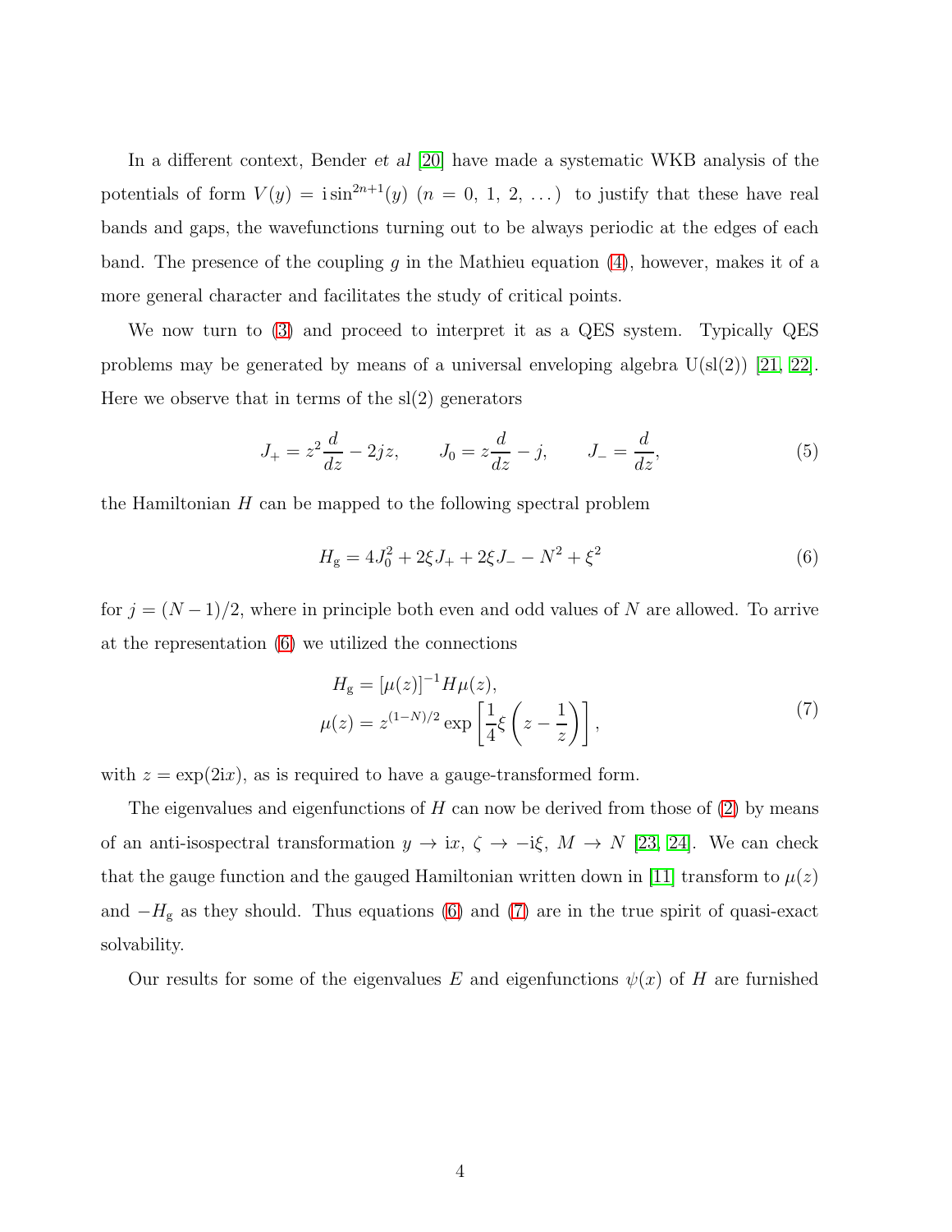In a different context, Bender *et al* [20] have made a systematic WKB analysis of the potentials of form $V(y) = \mathrm{i}\sin^{2n+1}(y)$ $(n = 0, 1, 2, \ldots)$ to justify that these have real bands and gaps, the wavefunctions turning out to be always periodic at the edges of each band. The presence of the coupling $g$ in the Mathieu equation (4), however, makes it of a more general character and facilitates the study of critical points.

We now turn to (3) and proceed to interpret it as a QES system. Typically QES problems may be generated by means of a universal enveloping algebra U(sl(2)) [21, 22]. Here we observe that in terms of the sl(2) generators

$$J_+ = z^2 \frac{d}{dz} - 2jz, \qquad J_0 = z\frac{d}{dz} - j, \qquad J_- = \frac{d}{dz}, \tag{5}$$

the Hamiltonian $H$ can be mapped to the following spectral problem

$$H_{\mathrm{g}} = 4J_0^2 + 2\xi J_+ + 2\xi J_- - N^2 + \xi^2 \tag{6}$$

for $j = (N-1)/2$, where in principle both even and odd values of $N$ are allowed. To arrive at the representation (6) we utilized the connections

$$\begin{aligned} H_{\mathrm{g}} &= [\mu(z)]^{-1} H \mu(z), \\ \mu(z) &= z^{(1-N)/2} \exp\left[\frac{1}{4}\xi\left(z - \frac{1}{z}\right)\right], \end{aligned} \tag{7}$$

with $z = \exp(2\mathrm{i}x)$, as is required to have a gauge-transformed form.

The eigenvalues and eigenfunctions of $H$ can now be derived from those of (2) by means of an anti-isospectral transformation $y \to \mathrm{i}x$, $\zeta \to -\mathrm{i}\xi$, $M \to N$ [23, 24]. We can check that the gauge function and the gauged Hamiltonian written down in [11] transform to $\mu(z)$ and $-H_{\mathrm{g}}$ as they should. Thus equations (6) and (7) are in the true spirit of quasi-exact solvability.

Our results for some of the eigenvalues $E$ and eigenfunctions $\psi(x)$ of $H$ are furnished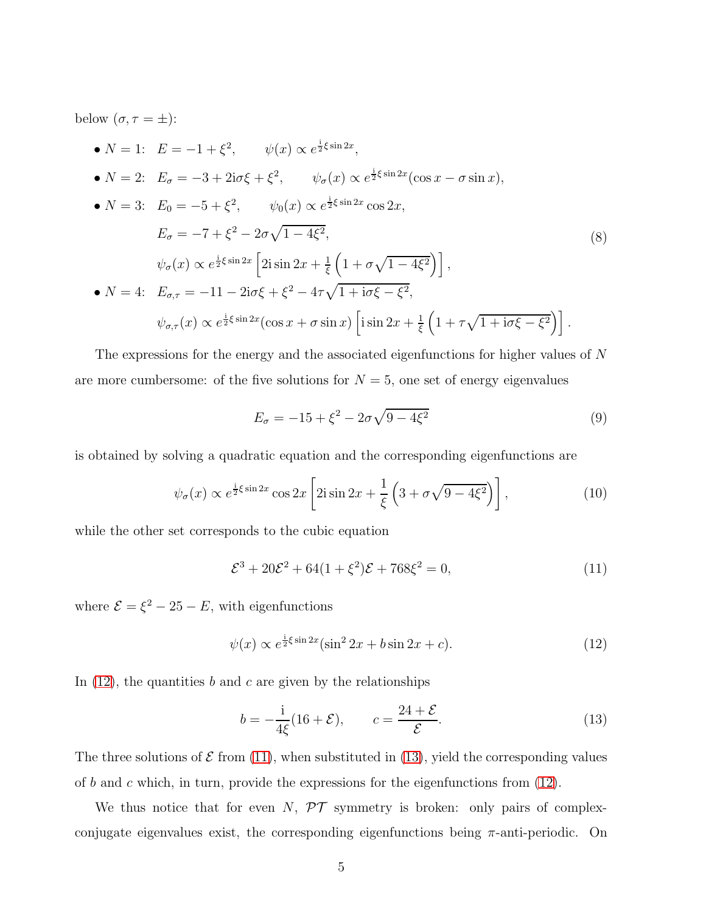below ($\sigma, \tau = \pm$):

- $N = 1$: $E = -1 + \xi^2, \qquad \psi(x) \propto e^{\frac{\mathrm{i}}{2}\xi \sin 2x}$,
- $N = 2$: $E_\sigma = -3 + 2\mathrm{i}\sigma\xi + \xi^2, \qquad \psi_\sigma(x) \propto e^{\frac{\mathrm{i}}{2}\xi \sin 2x}(\cos x - \sigma \sin x)$,
- $N = 3$: $E_0 = -5 + \xi^2, \qquad \psi_0(x) \propto e^{\frac{\mathrm{i}}{2}\xi \sin 2x} \cos 2x$,

$$E_\sigma = -7 + \xi^2 - 2\sigma\sqrt{1 - 4\xi^2},$$

$$\psi_\sigma(x) \propto e^{\frac{\mathrm{i}}{2}\xi \sin 2x}\left[2\mathrm{i} \sin 2x + \tfrac{1}{\xi}\left(1 + \sigma\sqrt{1 - 4\xi^2}\right)\right], \tag{8}$$

- $N = 4$: $E_{\sigma,\tau} = -11 - 2\mathrm{i}\sigma\xi + \xi^2 - 4\tau\sqrt{1 + \mathrm{i}\sigma\xi - \xi^2}$,

$$\psi_{\sigma,\tau}(x) \propto e^{\frac{\mathrm{i}}{2}\xi \sin 2x}(\cos x + \sigma \sin x)\left[\mathrm{i} \sin 2x + \tfrac{1}{\xi}\left(1 + \tau\sqrt{1 + \mathrm{i}\sigma\xi - \xi^2}\right)\right].$$

The expressions for the energy and the associated eigenfunctions for higher values of $N$ are more cumbersome: of the five solutions for $N = 5$, one set of energy eigenvalues

$$E_\sigma = -15 + \xi^2 - 2\sigma\sqrt{9 - 4\xi^2} \tag{9}$$

is obtained by solving a quadratic equation and the corresponding eigenfunctions are

$$\psi_\sigma(x) \propto e^{\frac{\mathrm{i}}{2}\xi \sin 2x} \cos 2x \left[2\mathrm{i} \sin 2x + \frac{1}{\xi}\left(3 + \sigma\sqrt{9 - 4\xi^2}\right)\right], \tag{10}$$

while the other set corresponds to the cubic equation

$$\mathcal{E}^3 + 20\mathcal{E}^2 + 64(1 + \xi^2)\mathcal{E} + 768\xi^2 = 0, \tag{11}$$

where $\mathcal{E} = \xi^2 - 25 - E$, with eigenfunctions

$$\psi(x) \propto e^{\frac{\mathrm{i}}{2}\xi \sin 2x}(\sin^2 2x + b \sin 2x + c). \tag{12}$$

In (12), the quantities $b$ and $c$ are given by the relationships

$$b = -\frac{\mathrm{i}}{4\xi}(16 + \mathcal{E}), \qquad c = \frac{24 + \mathcal{E}}{\mathcal{E}}. \tag{13}$$

The three solutions of $\mathcal{E}$ from (11), when substituted in (13), yield the corresponding values of $b$ and $c$ which, in turn, provide the expressions for the eigenfunctions from (12).

We thus notice that for even $N$, $\mathcal{PT}$ symmetry is broken: only pairs of complex-conjugate eigenvalues exist, the corresponding eigenfunctions being $\pi$-anti-periodic. On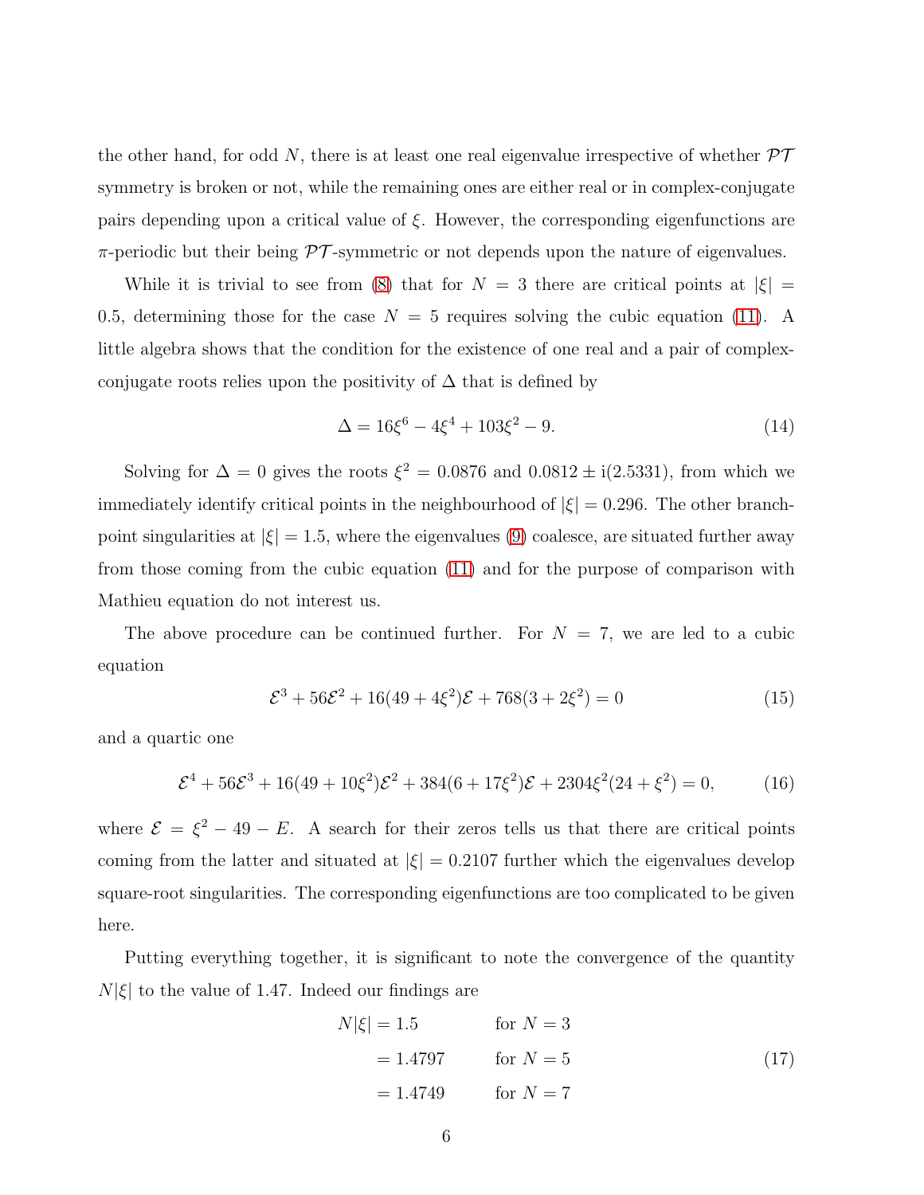the other hand, for odd $N$, there is at least one real eigenvalue irrespective of whether $\mathcal{PT}$ symmetry is broken or not, while the remaining ones are either real or in complex-conjugate pairs depending upon a critical value of $\xi$. However, the corresponding eigenfunctions are $\pi$-periodic but their being $\mathcal{PT}$-symmetric or not depends upon the nature of eigenvalues.

While it is trivial to see from (8) that for $N = 3$ there are critical points at $|\xi| = 0.5$, determining those for the case $N = 5$ requires solving the cubic equation (11). A little algebra shows that the condition for the existence of one real and a pair of complex-conjugate roots relies upon the positivity of $\Delta$ that is defined by

$$\Delta = 16\xi^6 - 4\xi^4 + 103\xi^2 - 9. \tag{14}$$

Solving for $\Delta = 0$ gives the roots $\xi^2 = 0.0876$ and $0.0812 \pm \mathrm{i}(2.5331)$, from which we immediately identify critical points in the neighbourhood of $|\xi| = 0.296$. The other branch-point singularities at $|\xi| = 1.5$, where the eigenvalues (9) coalesce, are situated further away from those coming from the cubic equation (11) and for the purpose of comparison with Mathieu equation do not interest us.

The above procedure can be continued further. For $N = 7$, we are led to a cubic equation

$$\mathcal{E}^3 + 56\mathcal{E}^2 + 16(49 + 4\xi^2)\mathcal{E} + 768(3 + 2\xi^2) = 0 \tag{15}$$

and a quartic one

$$\mathcal{E}^4 + 56\mathcal{E}^3 + 16(49 + 10\xi^2)\mathcal{E}^2 + 384(6 + 17\xi^2)\mathcal{E} + 2304\xi^2(24 + \xi^2) = 0, \tag{16}$$

where $\mathcal{E} = \xi^2 - 49 - E$. A search for their zeros tells us that there are critical points coming from the latter and situated at $|\xi| = 0.2107$ further which the eigenvalues develop square-root singularities. The corresponding eigenfunctions are too complicated to be given here.

Putting everything together, it is significant to note the convergence of the quantity $N|\xi|$ to the value of 1.47. Indeed our findings are

$$\begin{aligned} N|\xi| &= 1.5 \qquad && \text{for } N = 3 \\ &= 1.4797 \qquad && \text{for } N = 5 \\ &= 1.4749 \qquad && \text{for } N = 7 \end{aligned} \tag{17}$$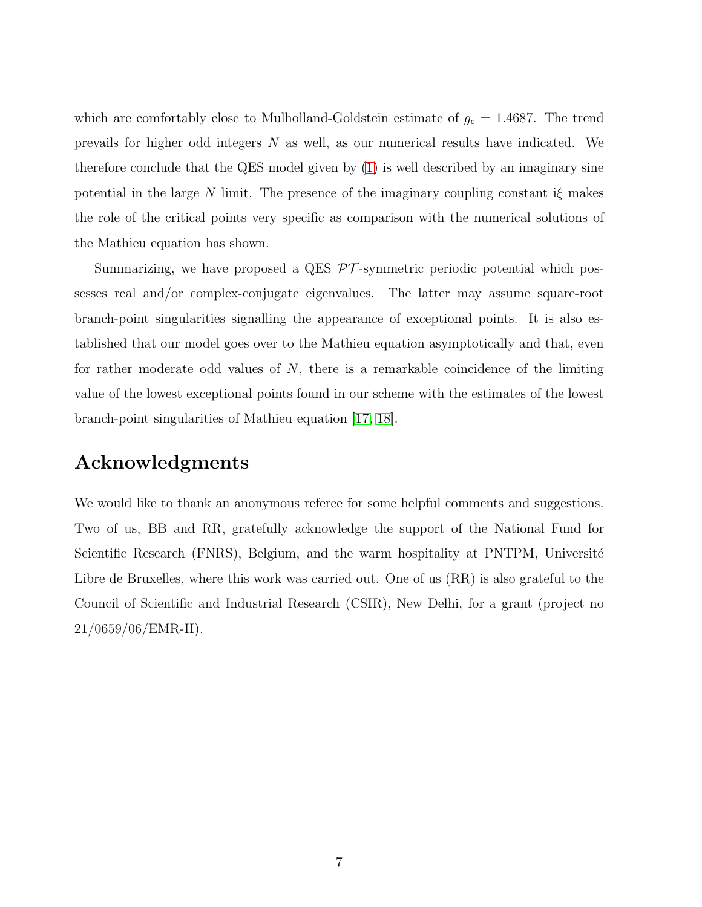which are comfortably close to Mulholland-Goldstein estimate of $g_c = 1.4687$. The trend prevails for higher odd integers $N$ as well, as our numerical results have indicated. We therefore conclude that the QES model given by (1) is well described by an imaginary sine potential in the large $N$ limit. The presence of the imaginary coupling constant i$\xi$ makes the role of the critical points very specific as comparison with the numerical solutions of the Mathieu equation has shown.

Summarizing, we have proposed a QES $\mathcal{PT}$-symmetric periodic potential which possesses real and/or complex-conjugate eigenvalues. The latter may assume square-root branch-point singularities signalling the appearance of exceptional points. It is also established that our model goes over to the Mathieu equation asymptotically and that, even for rather moderate odd values of $N$, there is a remarkable coincidence of the limiting value of the lowest exceptional points found in our scheme with the estimates of the lowest branch-point singularities of Mathieu equation [17, 18].

## Acknowledgments

We would like to thank an anonymous referee for some helpful comments and suggestions. Two of us, BB and RR, gratefully acknowledge the support of the National Fund for Scientific Research (FNRS), Belgium, and the warm hospitality at PNTPM, Université Libre de Bruxelles, where this work was carried out. One of us (RR) is also grateful to the Council of Scientific and Industrial Research (CSIR), New Delhi, for a grant (project no 21/0659/06/EMR-II).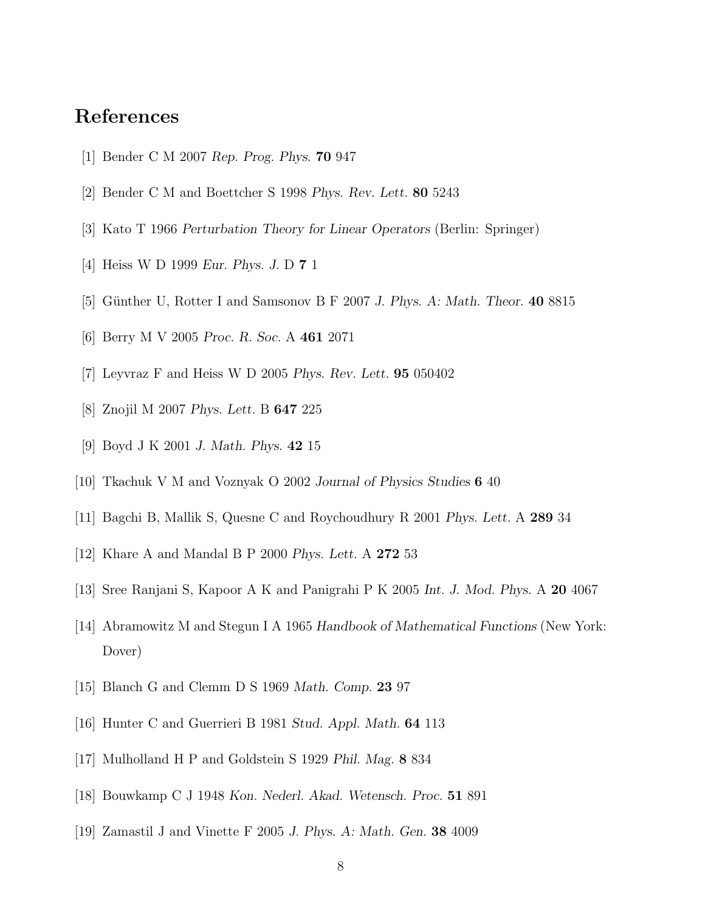# References

[1] Bender C M 2007 *Rep. Prog. Phys.* **70** 947

[2] Bender C M and Boettcher S 1998 *Phys. Rev. Lett.* **80** 5243

[3] Kato T 1966 *Perturbation Theory for Linear Operators* (Berlin: Springer)

[4] Heiss W D 1999 *Eur. Phys. J.* D **7** 1

[5] Günther U, Rotter I and Samsonov B F 2007 *J. Phys. A: Math. Theor.* **40** 8815

[6] Berry M V 2005 *Proc. R. Soc.* A **461** 2071

[7] Leyvraz F and Heiss W D 2005 *Phys. Rev. Lett.* **95** 050402

[8] Znojil M 2007 *Phys. Lett.* B **647** 225

[9] Boyd J K 2001 *J. Math. Phys.* **42** 15

[10] Tkachuk V M and Voznyak O 2002 *Journal of Physics Studies* **6** 40

[11] Bagchi B, Mallik S, Quesne C and Roychoudhury R 2001 *Phys. Lett.* A **289** 34

[12] Khare A and Mandal B P 2000 *Phys. Lett.* A **272** 53

[13] Sree Ranjani S, Kapoor A K and Panigrahi P K 2005 *Int. J. Mod. Phys.* A **20** 4067

[14] Abramowitz M and Stegun I A 1965 *Handbook of Mathematical Functions* (New York: Dover)

[15] Blanch G and Clemm D S 1969 *Math. Comp.* **23** 97

[16] Hunter C and Guerrieri B 1981 *Stud. Appl. Math.* **64** 113

[17] Mulholland H P and Goldstein S 1929 *Phil. Mag.* **8** 834

[18] Bouwkamp C J 1948 *Kon. Nederl. Akad. Wetensch. Proc.* **51** 891

[19] Zamastil J and Vinette F 2005 *J. Phys. A: Math. Gen.* **38** 4009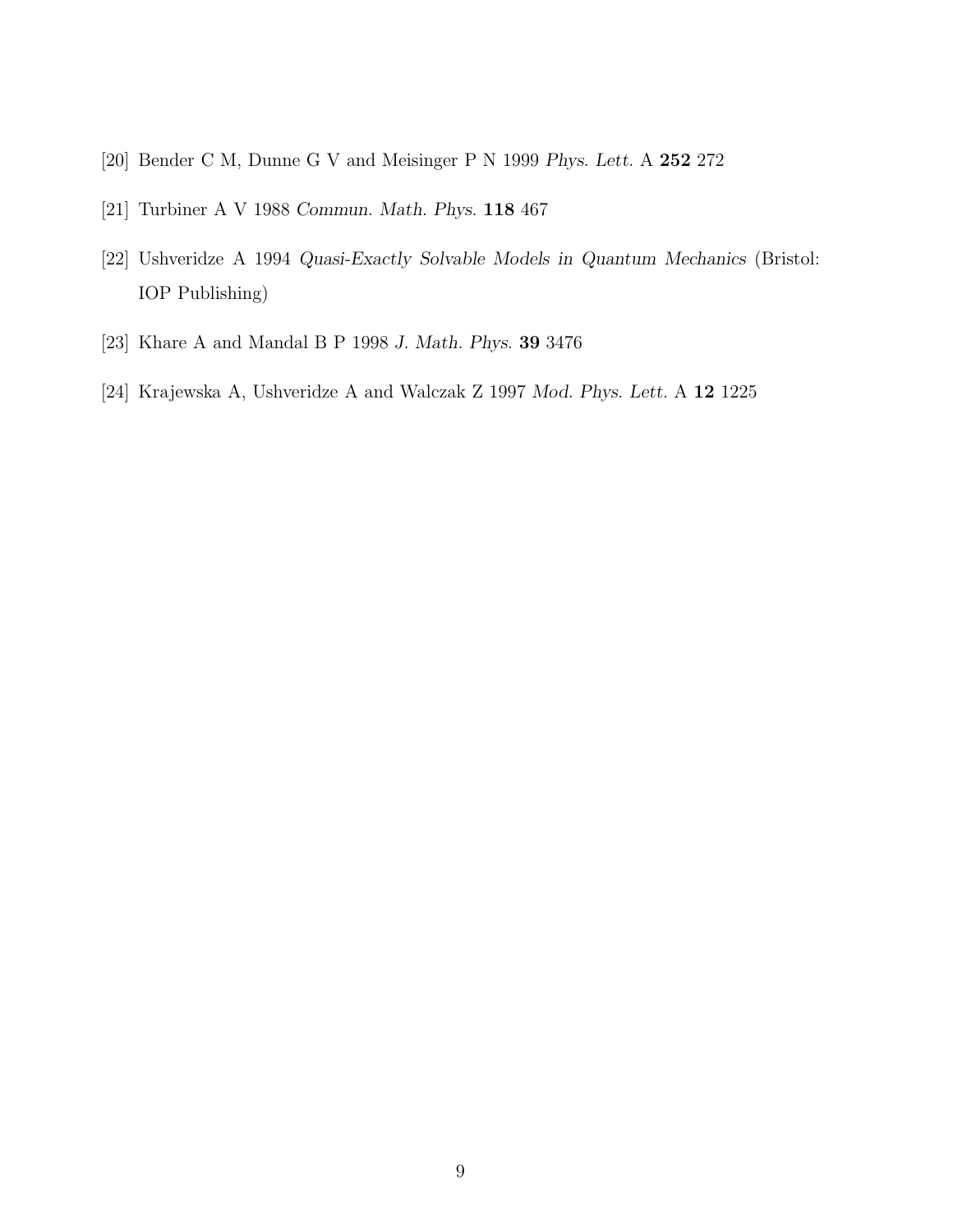[20] Bender C M, Dunne G V and Meisinger P N 1999 *Phys. Lett.* A **252** 272

[21] Turbiner A V 1988 *Commun. Math. Phys.* **118** 467

[22] Ushveridze A 1994 *Quasi-Exactly Solvable Models in Quantum Mechanics* (Bristol: IOP Publishing)

[23] Khare A and Mandal B P 1998 *J. Math. Phys.* **39** 3476

[24] Krajewska A, Ushveridze A and Walczak Z 1997 *Mod. Phys. Lett.* A **12** 1225